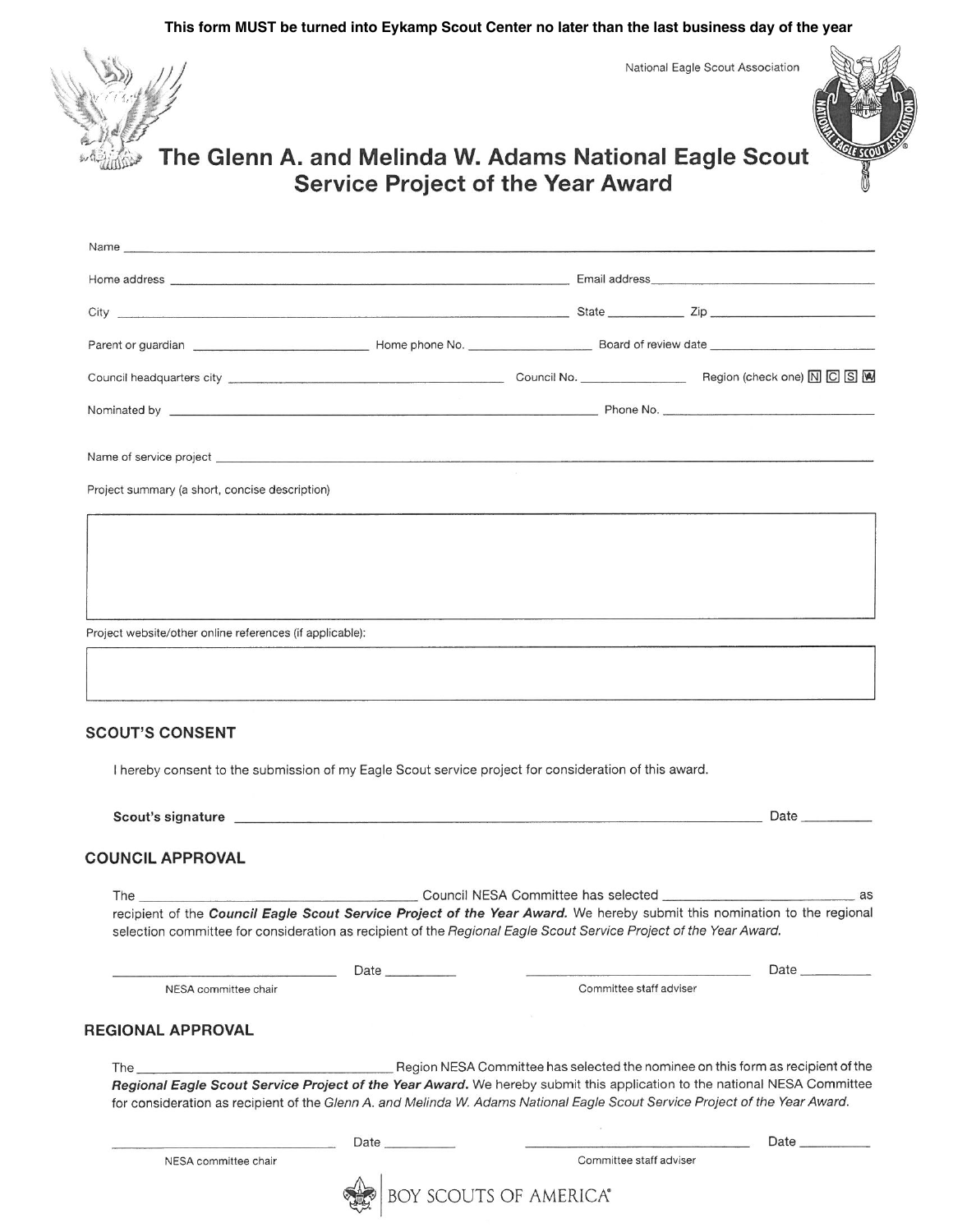**This form MUST be turned into Eykamp Scout Center no later than the last business day of the year**

National Eagle Scout Association

# The Glenn A. and Melinda W. Adams National Eagle Scout Service Project of the Year Award

Name ____________________________________________

Home address ____________________________ Email address ____________________

City ____________________________ State __________ Zip ____________________

Parent or guardian ____________________ Home phone No. ______________ Board of review date ____________________

Council headquarters city ____________________ Council No. ______________ Region (check one) N C S W

Nominated by ____________________________ Phone No. ____________________

Name of service project ____________________________________________

Project summary (a short, concise description)

Project website/other online references (if applicable):

## SCOUT'S CONSENT

I hereby consent to the submission of my Eagle Scout service project for consideration of this award.

**Scout's signature** ____________________________ Date __________

## COUNCIL APPROVAL

The ____________________ Council NESA Committee has selected ____________________ as recipient of the ***Council Eagle Scout Service Project of the Year Award.*** We hereby submit this nomination to the regional selection committee for consideration as recipient of the *Regional Eagle Scout Service Project of the Year Award.*

____________________ Date __________ ____________________ Date __________

NESA committee chair | Committee staff adviser

## REGIONAL APPROVAL

The ____________________ Region NESA Committee has selected the nominee on this form as recipient of the ***Regional Eagle Scout Service Project of the Year Award.*** We hereby submit this application to the national NESA Committee for consideration as recipient of the *Glenn A. and Melinda W. Adams National Eagle Scout Service Project of the Year Award.*

____________________ Date __________ ____________________ Date __________

NESA committee chair | Committee staff adviser

BOY SCOUTS OF AMERICA®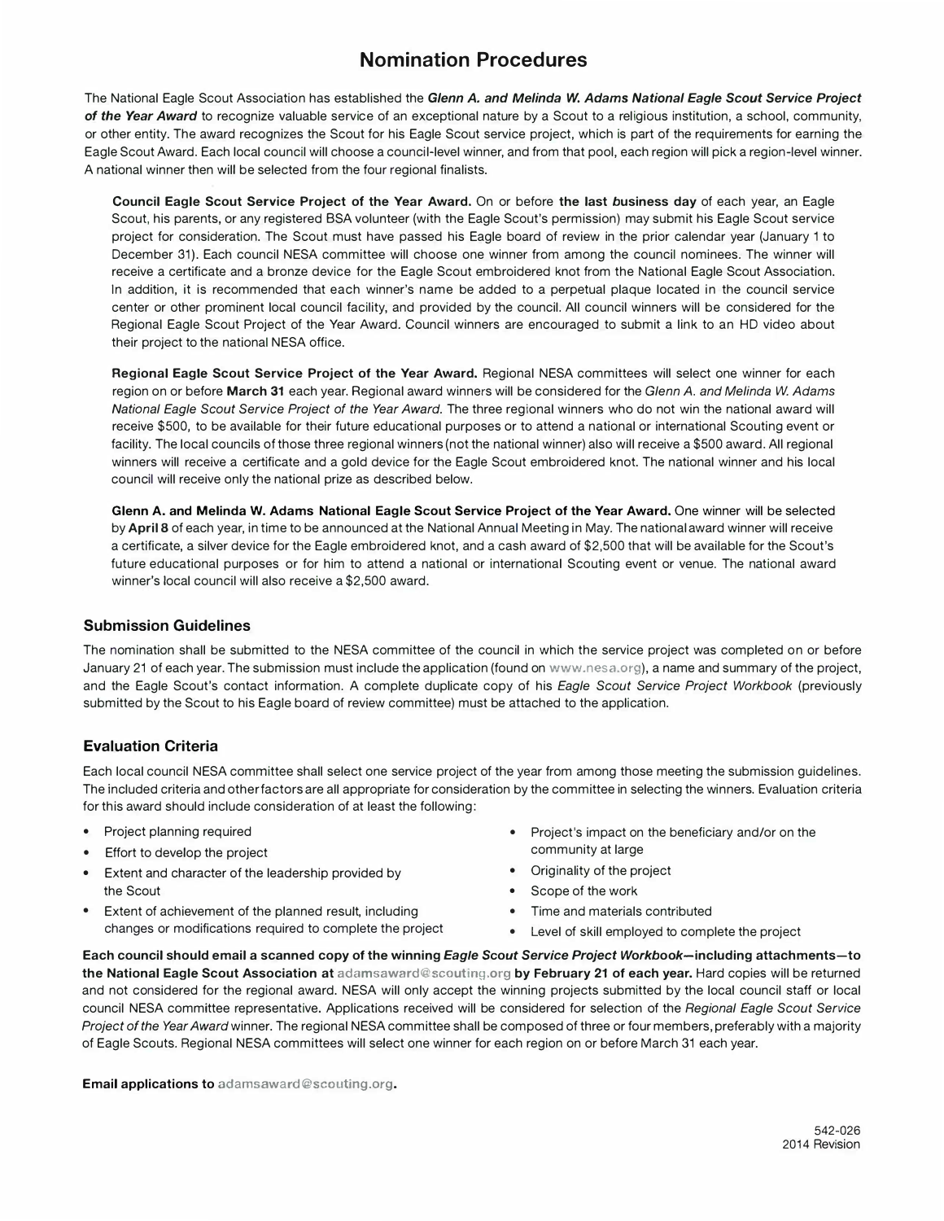# Nomination Procedures

The National Eagle Scout Association has established the ***Glenn A. and Melinda W. Adams National Eagle Scout Service Project of the Year Award*** to recognize valuable service of an exceptional nature by a Scout to a religious institution, a school, community, or other entity. The award recognizes the Scout for his Eagle Scout service project, which is part of the requirements for earning the Eagle Scout Award. Each local council will choose a council-level winner, and from that pool, each region will pick a region-level winner. A national winner then will be selected from the four regional finalists.

**Council Eagle Scout Service Project of the Year Award.** On or before **the last business day** of each year, an Eagle Scout, his parents, or any registered BSA volunteer (with the Eagle Scout's permission) may submit his Eagle Scout service project for consideration. The Scout must have passed his Eagle board of review in the prior calendar year (January 1 to December 31). Each council NESA committee will choose one winner from among the council nominees. The winner will receive a certificate and a bronze device for the Eagle Scout embroidered knot from the National Eagle Scout Association. In addition, it is recommended that each winner's name be added to a perpetual plaque located in the council service center or other prominent local council facility, and provided by the council. All council winners will be considered for the Regional Eagle Scout Project of the Year Award. Council winners are encouraged to submit a link to an HD video about their project to the national NESA office.

**Regional Eagle Scout Service Project of the Year Award.** Regional NESA committees will select one winner for each region on or before **March 31** each year. Regional award winners will be considered for the *Glenn A. and Melinda W. Adams National Eagle Scout Service Project of the Year Award.* The three regional winners who do not win the national award will receive $500, to be available for their future educational purposes or to attend a national or international Scouting event or facility. The local councils of those three regional winners (not the national winner) also will receive a $500 award. All regional winners will receive a certificate and a gold device for the Eagle Scout embroidered knot. The national winner and his local council will receive only the national prize as described below.

**Glenn A. and Melinda W. Adams National Eagle Scout Service Project of the Year Award.** One winner will be selected by **April 8** of each year, in time to be announced at the National Annual Meeting in May. The national award winner will receive a certificate, a silver device for the Eagle embroidered knot, and a cash award of $2,500 that will be available for the Scout's future educational purposes or for him to attend a national or international Scouting event or venue. The national award winner's local council will also receive a $2,500 award.

## Submission Guidelines

The nomination shall be submitted to the NESA committee of the council in which the service project was completed on or before January 21 of each year. The submission must include the application (found on www.nesa.org), a name and summary of the project, and the Eagle Scout's contact information. A complete duplicate copy of his *Eagle Scout Service Project Workbook* (previously submitted by the Scout to his Eagle board of review committee) must be attached to the application.

## Evaluation Criteria

Each local council NESA committee shall select one service project of the year from among those meeting the submission guidelines. The included criteria and other factors are all appropriate for consideration by the committee in selecting the winners. Evaluation criteria for this award should include consideration of at least the following:

- Project planning required
- Effort to develop the project
- Extent and character of the leadership provided by the Scout
- Extent of achievement of the planned result, including changes or modifications required to complete the project
- Project's impact on the beneficiary and/or on the community at large
- Originality of the project
- Scope of the work
- Time and materials contributed
- Level of skill employed to complete the project

**Each council should email a scanned copy of the winning *Eagle Scout Service Project Workbook*—including attachments—to the National Eagle Scout Association at adamsaward@scouting.org by February 21 of each year.** Hard copies will be returned and not considered for the regional award. NESA will only accept the winning projects submitted by the local council staff or local council NESA committee representative. Applications received will be considered for selection of the *Regional Eagle Scout Service Project of the Year Award* winner. The regional NESA committee shall be composed of three or four members, preferably with a majority of Eagle Scouts. Regional NESA committees will select one winner for each region on or before March 31 each year.

**Email applications to adamsaward@scouting.org.**

542-026
2014 Revision